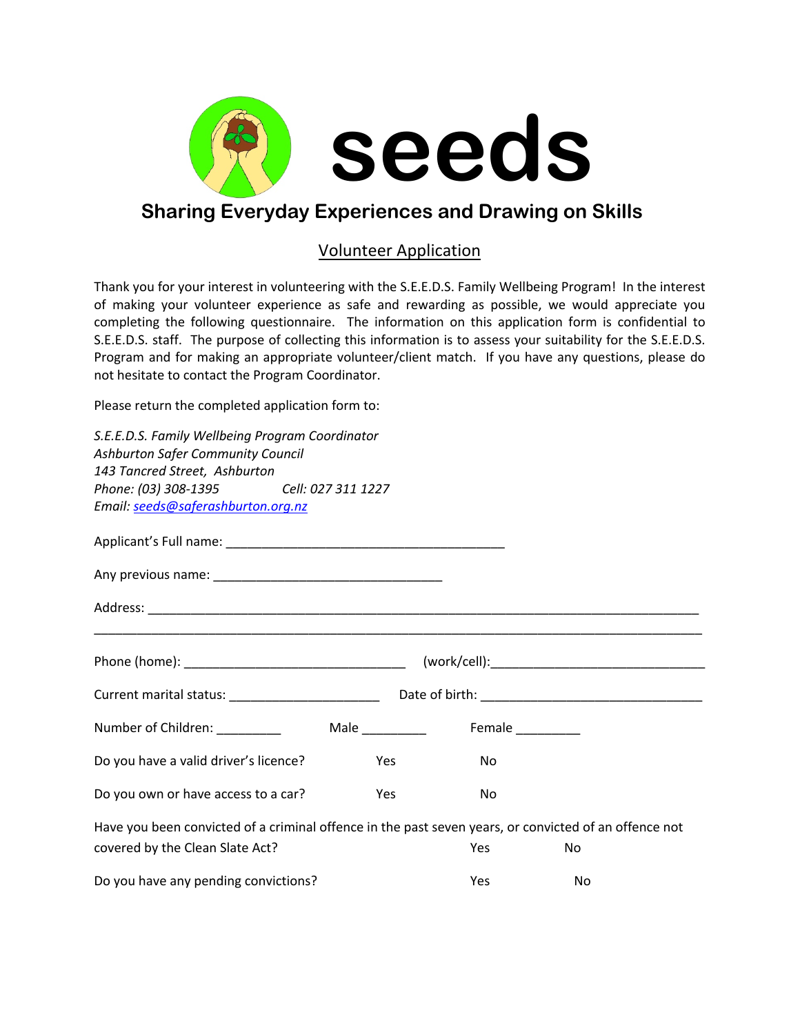# seeds

## Sharing Everyday Experiences and Drawing on Skills

### Volunteer Application

Thank you for your interest in volunteering with the S.E.E.D.S. Family Wellbeing Program! In the interest of making your volunteer experience as safe and rewarding as possible, we would appreciate you completing the following questionnaire. The information on this application form is confidential to S.E.E.D.S. staff. The purpose of collecting this information is to assess your suitability for the S.E.E.D.S. Program and for making an appropriate volunteer/client match. If you have any questions, please do not hesitate to contact the Program Coordinator.

Please return the completed application form to:

*S.E.E.D.S. Family Wellbeing Program Coordinator*
*Ashburton Safer Community Council*
*143 Tancred Street, Ashburton*
*Phone: (03) 308-1395 Cell: 027 311 1227*
*Email: seeds@saferashburton.org.nz*

Applicant's Full name: ______________________________________

Any previous name: _______________________________

Address: ___________________________________________________________________________

___________________________________________________________________________________

Phone (home): ______________________________ (work/cell):_____________________________

Current marital status: ____________________ Date of birth: ______________________________

Number of Children: _________ Male _________ Female _________

Do you have a valid driver's licence? Yes No

Do you own or have access to a car? Yes No

Have you been convicted of a criminal offence in the past seven years, or convicted of an offence not covered by the Clean Slate Act? Yes No

Do you have any pending convictions? Yes No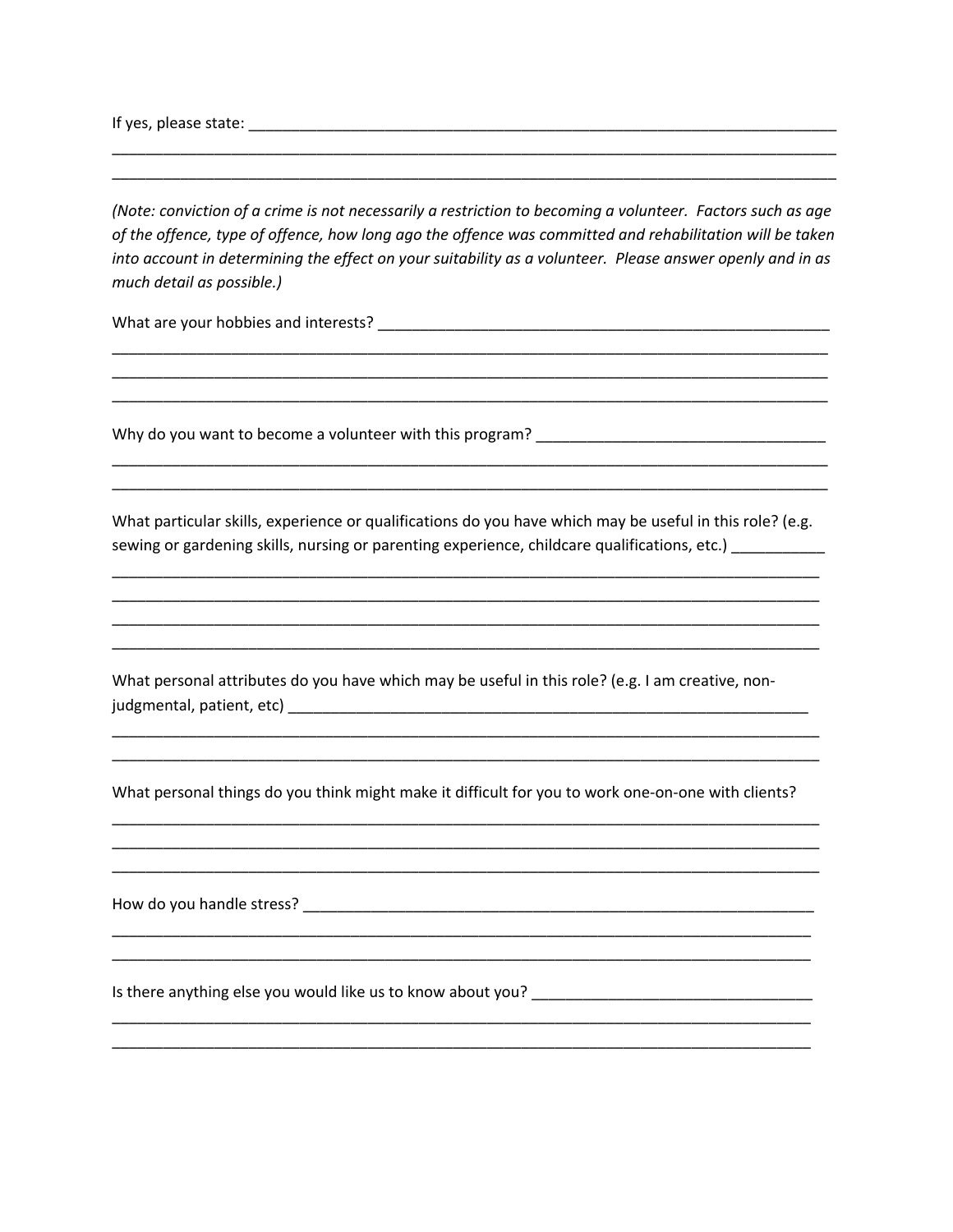If yes, please state: ___________________________________________________________________________
_____________________________________________________________________________________________
_____________________________________________________________________________________________

*(Note: conviction of a crime is not necessarily a restriction to becoming a volunteer. Factors such as age of the offence, type of offence, how long ago the offence was committed and rehabilitation will be taken into account in determining the effect on your suitability as a volunteer. Please answer openly and in as much detail as possible.)*

What are your hobbies and interests? _______________________________________________________
_____________________________________________________________________________________________
_____________________________________________________________________________________________
_____________________________________________________________________________________________

Why do you want to become a volunteer with this program? ___________________________________
_____________________________________________________________________________________________
_____________________________________________________________________________________________

What particular skills, experience or qualifications do you have which may be useful in this role? (e.g. sewing or gardening skills, nursing or parenting experience, childcare qualifications, etc.) ___________
_____________________________________________________________________________________________
_____________________________________________________________________________________________
_____________________________________________________________________________________________
_____________________________________________________________________________________________

What personal attributes do you have which may be useful in this role? (e.g. I am creative, non-judgmental, patient, etc) _________________________________________________________________
_____________________________________________________________________________________________
_____________________________________________________________________________________________

What personal things do you think might make it difficult for you to work one-on-one with clients?
_____________________________________________________________________________________________
_____________________________________________________________________________________________
_____________________________________________________________________________________________

How do you handle stress? _________________________________________________________________
_____________________________________________________________________________________________
_____________________________________________________________________________________________

Is there anything else you would like us to know about you? ________________________________
_____________________________________________________________________________________________
_____________________________________________________________________________________________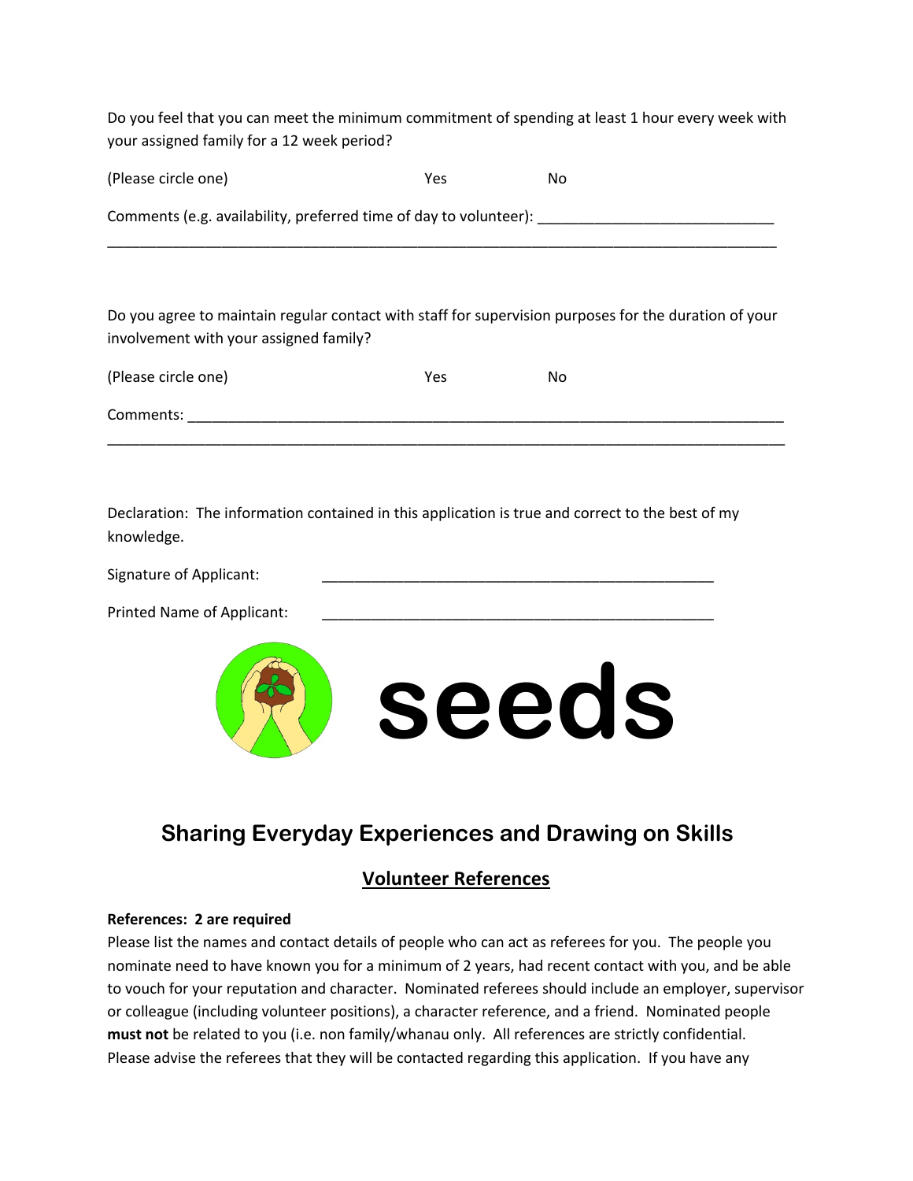Do you feel that you can meet the minimum commitment of spending at least 1 hour every week with your assigned family for a 12 week period?

(Please circle one) Yes No

Comments (e.g. availability, preferred time of day to volunteer): ______________________________
_____________________________________________________________________________________

Do you agree to maintain regular contact with staff for supervision purposes for the duration of your involvement with your assigned family?

(Please circle one) Yes No

Comments: ___________________________________________________________________________
_____________________________________________________________________________________

Declaration: The information contained in this application is true and correct to the best of my knowledge.

Signature of Applicant: ___________________________________________________

Printed Name of Applicant: ___________________________________________________

# seeds

## Sharing Everyday Experiences and Drawing on Skills

### Volunteer References

**References: 2 are required**

Please list the names and contact details of people who can act as referees for you. The people you nominate need to have known you for a minimum of 2 years, had recent contact with you, and be able to vouch for your reputation and character. Nominated referees should include an employer, supervisor or colleague (including volunteer positions), a character reference, and a friend. Nominated people **must not** be related to you (i.e. non family/whanau only. All references are strictly confidential. Please advise the referees that they will be contacted regarding this application. If you have any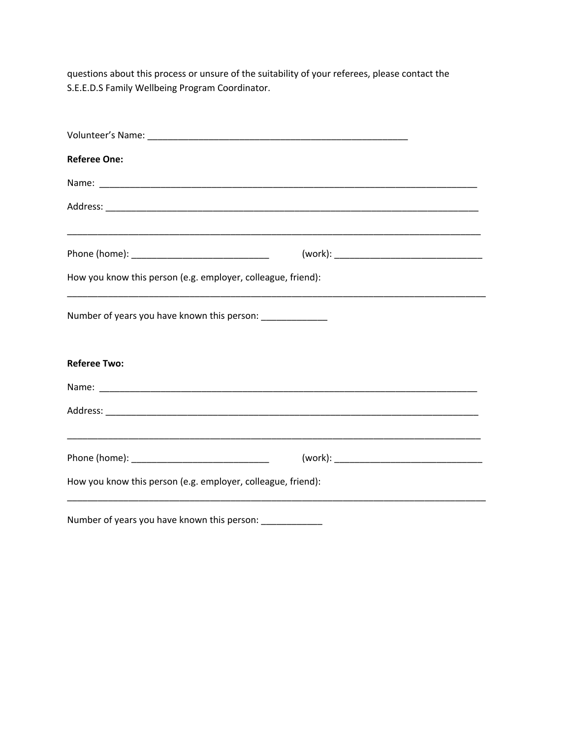questions about this process or unsure of the suitability of your referees, please contact the S.E.E.D.S Family Wellbeing Program Coordinator.

Volunteer's Name: _____________________________________________________

**Referee One:**

Name: ______________________________________________________________________________

Address: ____________________________________________________________________________

_____________________________________________________________________________________

Phone (home): ____________________________ (work): ______________________________

How you know this person (e.g. employer, colleague, friend):

_____________________________________________________________________________________

Number of years you have known this person: _____________

**Referee Two:**

Name: ______________________________________________________________________________

Address: ____________________________________________________________________________

_____________________________________________________________________________________

Phone (home): ____________________________ (work): ______________________________

How you know this person (e.g. employer, colleague, friend):

_____________________________________________________________________________________

Number of years you have known this person: ____________